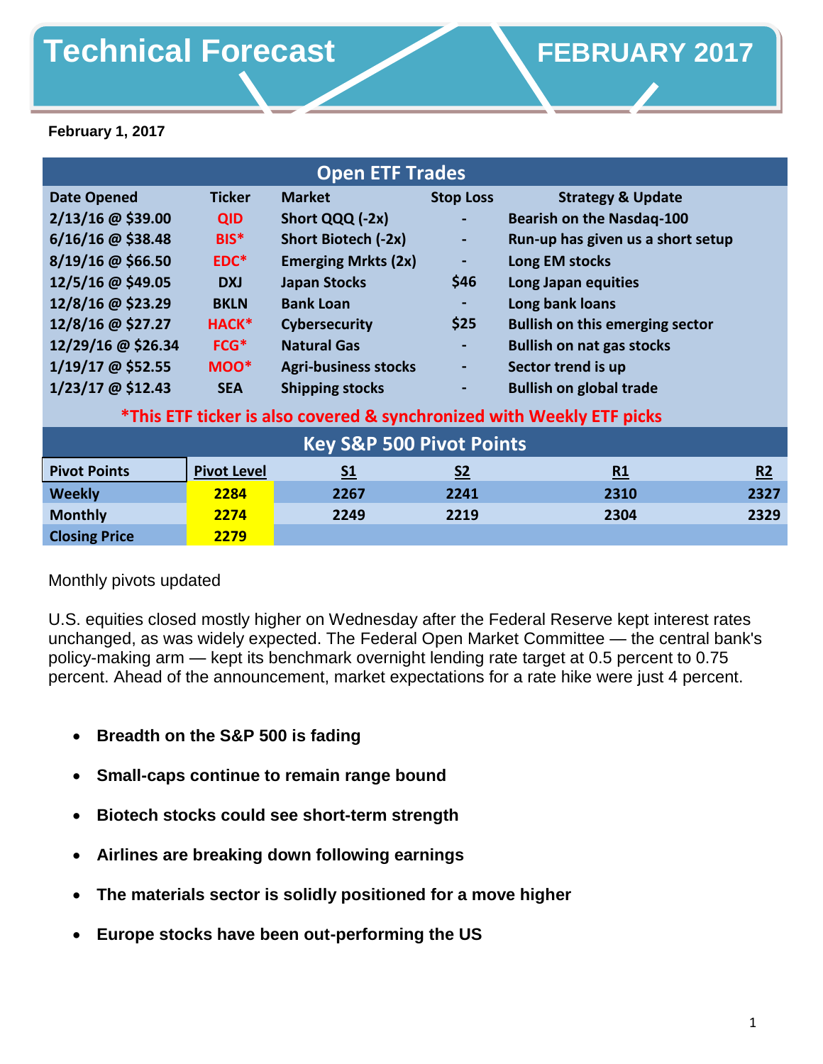# Technical Forecast

## FEBRUARY 2017

**February 1, 2017**

| Open ETF Trades | | | | |
|---|---|---|---|---|
| **Date Opened** | **Ticker** | **Market** | **Stop Loss** | **Strategy & Update** |
| 2/13/16 @ $39.00 | QID | Short QQQ (-2x) | - | Bearish on the Nasdaq-100 |
| 6/16/16 @ $38.48 | BIS* | Short Biotech (-2x) | - | Run-up has given us a short setup |
| 8/19/16 @ $66.50 | EDC* | Emerging Mrkts (2x) | - | Long EM stocks |
| 12/5/16 @ $49.05 | DXJ | Japan Stocks | $46 | Long Japan equities |
| 12/8/16 @ $23.29 | BKLN | Bank Loan | - | Long bank loans |
| 12/8/16 @ $27.27 | HACK* | Cybersecurity | $25 | Bullish on this emerging sector |
| 12/29/16 @ $26.34 | FCG* | Natural Gas | - | Bullish on nat gas stocks |
| 1/19/17 @ $52.55 | MOO* | Agri-business stocks | - | Sector trend is up |
| 1/23/17 @ $12.43 | SEA | Shipping stocks | - | Bullish on global trade |

*This ETF ticker is also covered & synchronized with Weekly ETF picks

| Key S&P 500 Pivot Points | | | | | |
|---|---|---|---|---|---|
| **Pivot Points** | **Pivot Level** | **S1** | **S2** | **R1** | **R2** |
| Weekly | 2284 | 2267 | 2241 | 2310 | 2327 |
| Monthly | 2274 | 2249 | 2219 | 2304 | 2329 |
| Closing Price | 2279 | | | | |

Monthly pivots updated

U.S. equities closed mostly higher on Wednesday after the Federal Reserve kept interest rates unchanged, as was widely expected. The Federal Open Market Committee — the central bank's policy-making arm — kept its benchmark overnight lending rate target at 0.5 percent to 0.75 percent. Ahead of the announcement, market expectations for a rate hike were just 4 percent.

- **Breadth on the S&P 500 is fading**
- **Small-caps continue to remain range bound**
- **Biotech stocks could see short-term strength**
- **Airlines are breaking down following earnings**
- **The materials sector is solidly positioned for a move higher**
- **Europe stocks have been out-performing the US**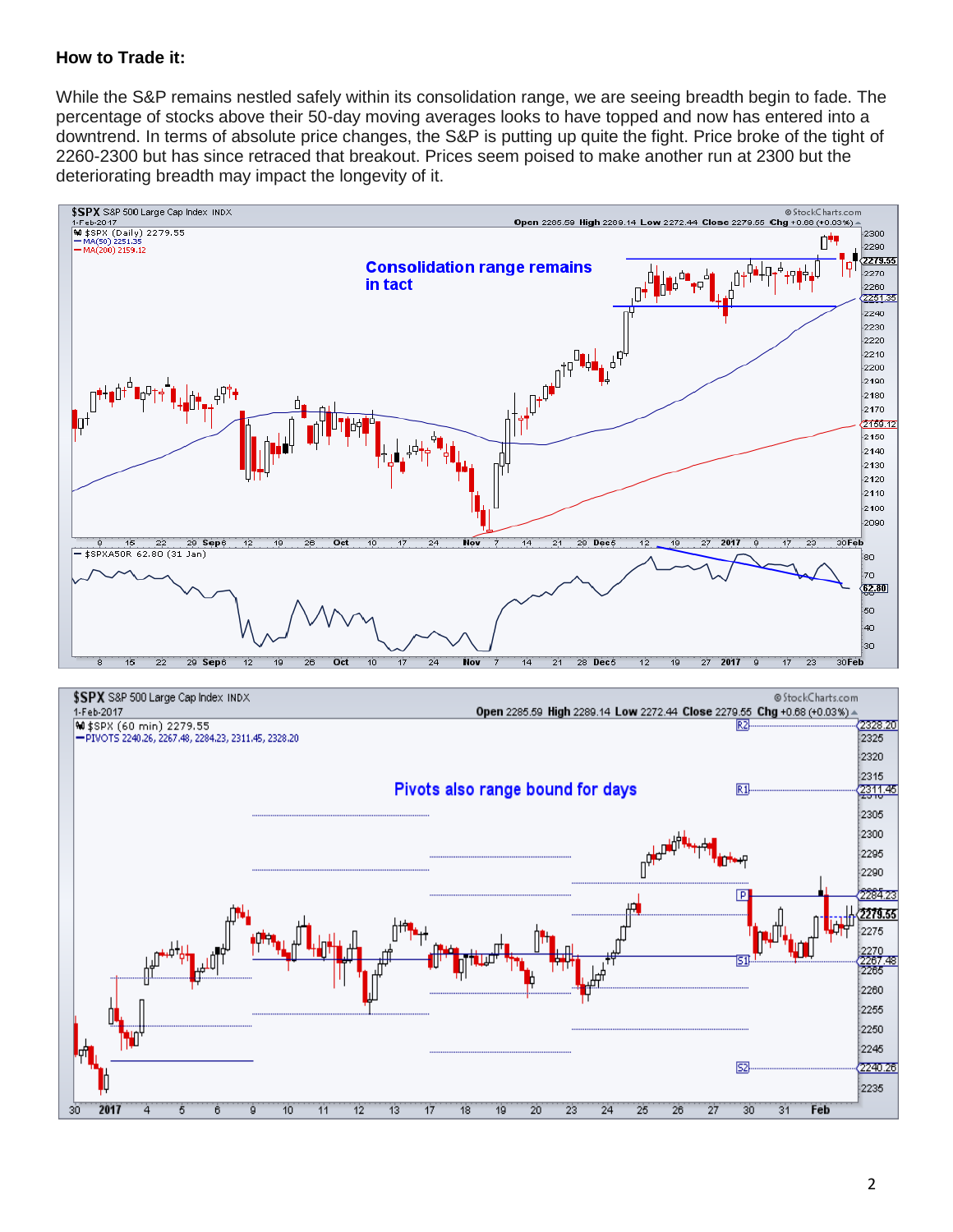**How to Trade it:**

While the S&P remains nestled safely within its consolidation range, we are seeing breadth begin to fade. The percentage of stocks above their 50-day moving averages looks to have topped and now has entered into a downtrend. In terms of absolute price changes, the S&P is putting up quite the fight. Price broke of the tight of 2260-2300 but has since retraced that breakout. Prices seem poised to make another run at 2300 but the deteriorating breadth may impact the longevity of it.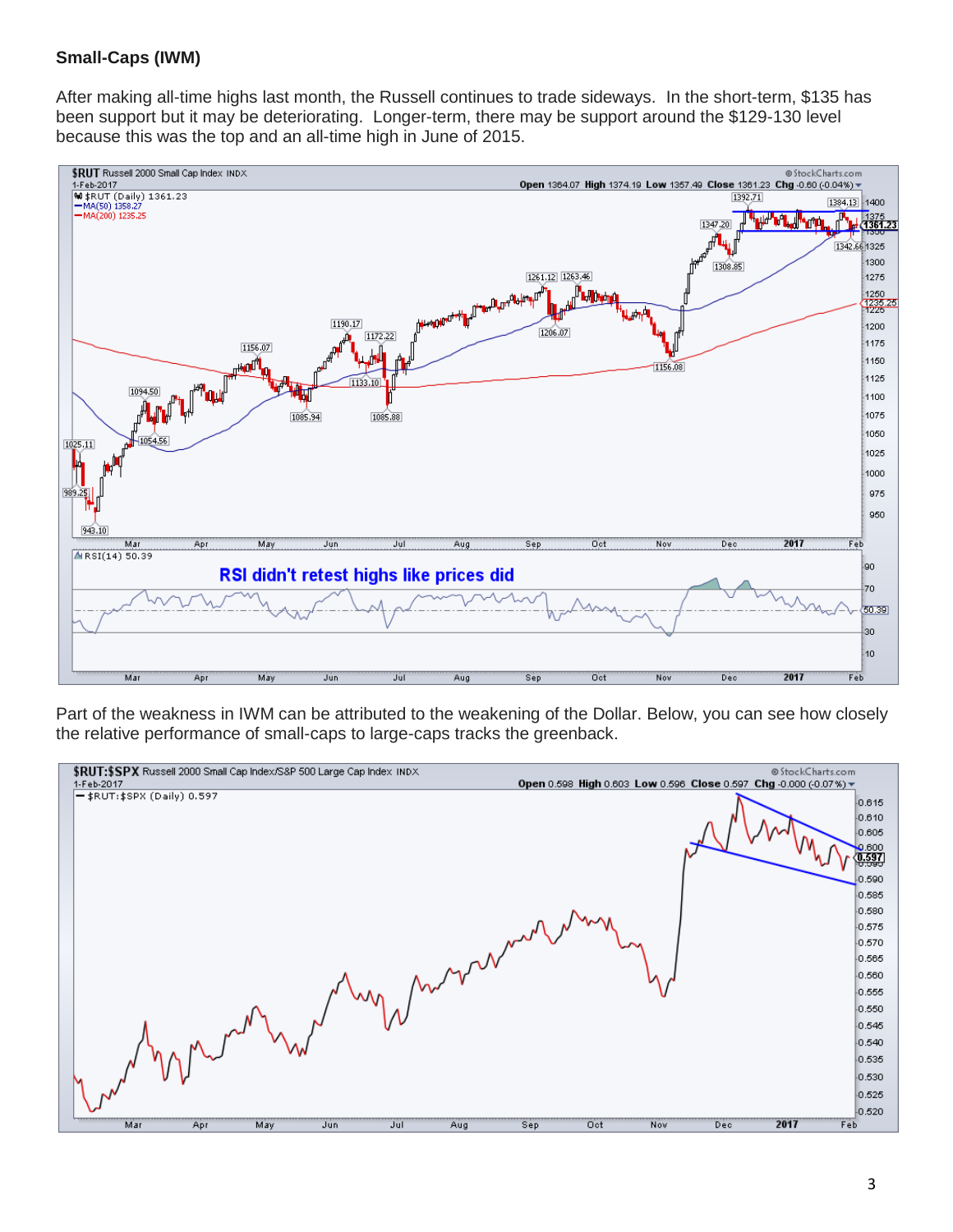**Small-Caps (IWM)**

After making all-time highs last month, the Russell continues to trade sideways. In the short-term, $135 has been support but it may be deteriorating. Longer-term, there may be support around the $129-130 level because this was the top and an all-time high in June of 2015.

Part of the weakness in IWM can be attributed to the weakening of the Dollar. Below, you can see how closely the relative performance of small-caps to large-caps tracks the greenback.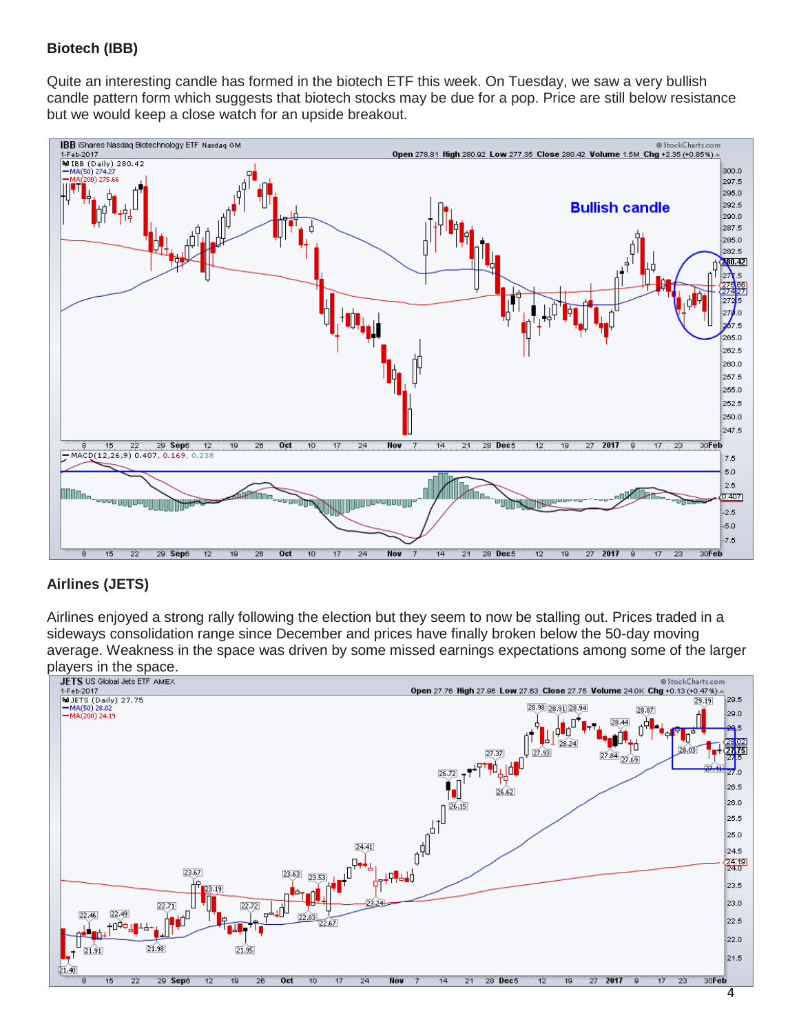**Biotech (IBB)**

Quite an interesting candle has formed in the biotech ETF this week. On Tuesday, we saw a very bullish candle pattern form which suggests that biotech stocks may be due for a pop. Price are still below resistance but we would keep a close watch for an upside breakout.

**Airlines (JETS)**

Airlines enjoyed a strong rally following the election but they seem to now be stalling out. Prices traded in a sideways consolidation range since December and prices have finally broken below the 50-day moving average. Weakness in the space was driven by some missed earnings expectations among some of the larger players in the space.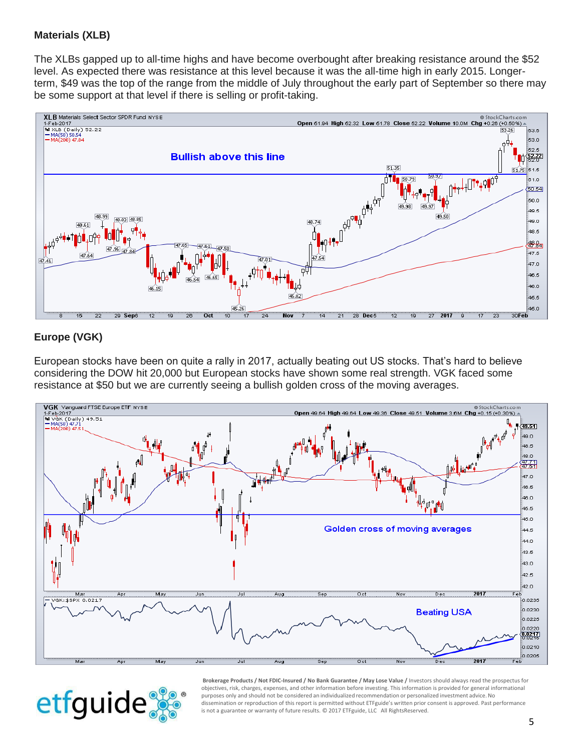### Materials (XLB)

The XLBs gapped up to all-time highs and have become overbought after breaking resistance around the $52 level. As expected there was resistance at this level because it was the all-time high in early 2015. Longer-term, $49 was the top of the range from the middle of July throughout the early part of September so there may be some support at that level if there is selling or profit-taking.

XLB Materials Select Sector SPDR Fund NYSE
1-Feb-2017
Open 51.94 High 52.32 Low 51.78 Close 52.22 Volume 10.0M Chg +0.26 (+0.50%)
XLB (Daily) 52.22
MA(50) 50.54
MA(200) 47.84
Bullish above this line

### Europe (VGK)

European stocks have been on quite a rally in 2017, actually beating out US stocks. That's hard to believe considering the DOW hit 20,000 but European stocks have shown some real strength. VGK faced some resistance at $50 but we are currently seeing a bullish golden cross of the moving averages.

VGK Vanguard FTSE Europe ETF NYSE
1-Feb-2017
Open 49.64 High 49.64 Low 49.36 Close 49.51 Volume 3.6M Chg +0.15 (+0.30%)
VGK (Daily) 49.51
MA(50) 47.71
MA(200) 47.51
Golden cross of moving averages
VGK:$SPX 0.0217
Beating USA

**Brokerage Products / Not FDIC-Insured / No Bank Guarantee / May Lose Value /** Investors should always read the prospectus for objectives, risk, charges, expenses, and other information before investing. This information is provided for general informational purposes only and should not be considered an individualized recommendation or personalized investment advice. No dissemination or reproduction of this report is permitted without ETFguide's written prior consent is approved. Past performance is not a guarantee or warranty of future results. © 2017 ETFguide, LLC All RightsReserved.